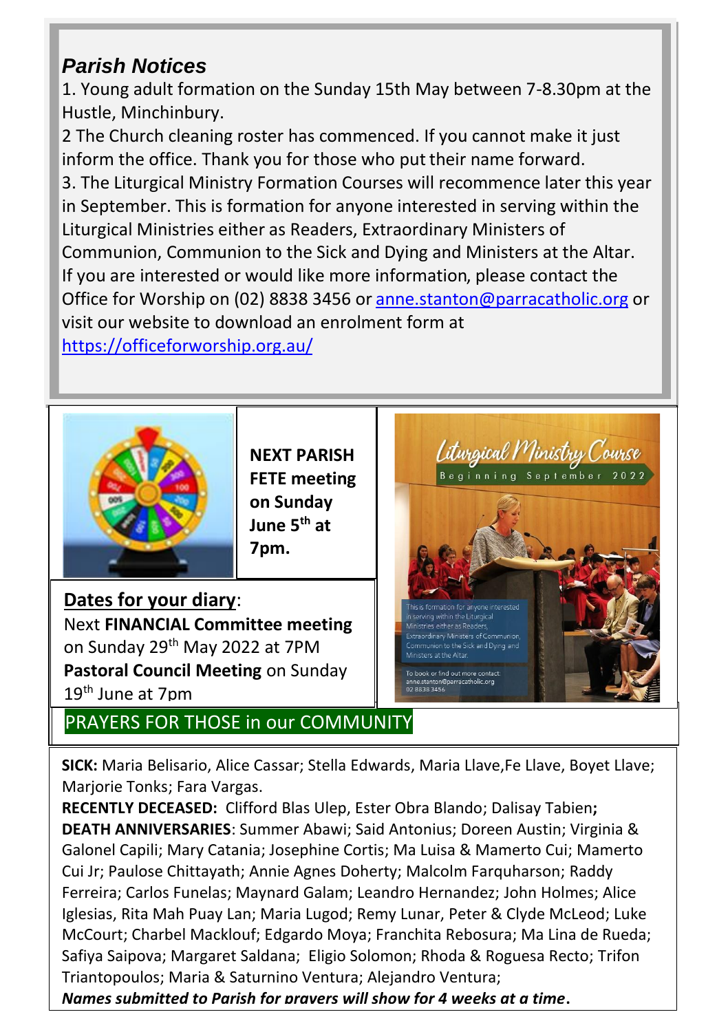## *Parish Notices*

1. Young adult formation on the Sunday 15th May between 7-8.30pm at the Hustle, Minchinbury.

2 The Church cleaning roster has commenced. If you cannot make it just inform the office. Thank you for those who put their name forward.

3. The Liturgical Ministry Formation Courses will recommence later this year in September. This is formation for anyone interested in serving within the Liturgical Ministries either as Readers, Extraordinary Ministers of Communion, Communion to the Sick and Dying and Ministers at the Altar. If you are interested or would like more information, please contact the Office for Worship on (02) 8838 3456 or anne.stanton@parracatholic.org or visit our website to download an enrolment form at https://officeforworship.org.au/

**NEXT PARISH FETE meeting on Sunday June 5th at 7pm.**

**Dates for your diary**:

Next **FINANCIAL Committee meeting** on Sunday 29th May 2022 at 7PM

**Pastoral Council Meeting** on Sunday 19th June at 7pm

## PRAYERS FOR THOSE in our COMMUNITY

**SICK:** Maria Belisario, Alice Cassar; Stella Edwards, Maria Llave, Fe Llave, Boyet Llave; Marjorie Tonks; Fara Vargas.

**RECENTLY DECEASED:** Clifford Blas Ulep, Ester Obra Blando; Dalisay Tabien**;**

**DEATH ANNIVERSARIES**: Summer Abawi; Said Antonius; Doreen Austin; Virginia & Galonel Capili; Mary Catania; Josephine Cortis; Ma Luisa & Mamerto Cui; Mamerto Cui Jr; Paulose Chittayath; Annie Agnes Doherty; Malcolm Farquharson; Raddy Ferreira; Carlos Funelas; Maynard Galam; Leandro Hernandez; John Holmes; Alice Iglesias, Rita Mah Puay Lan; Maria Lugod; Remy Lunar, Peter & Clyde McLeod; Luke McCourt; Charbel Macklouf; Edgardo Moya; Franchita Rebosura; Ma Lina de Rueda; Safiya Saipova; Margaret Saldana; Eligio Solomon; Rhoda & Roguesa Recto; Trifon Triantopoulos; Maria & Saturnino Ventura; Alejandro Ventura;

***Names submitted to Parish for prayers will show for 4 weeks at a time.***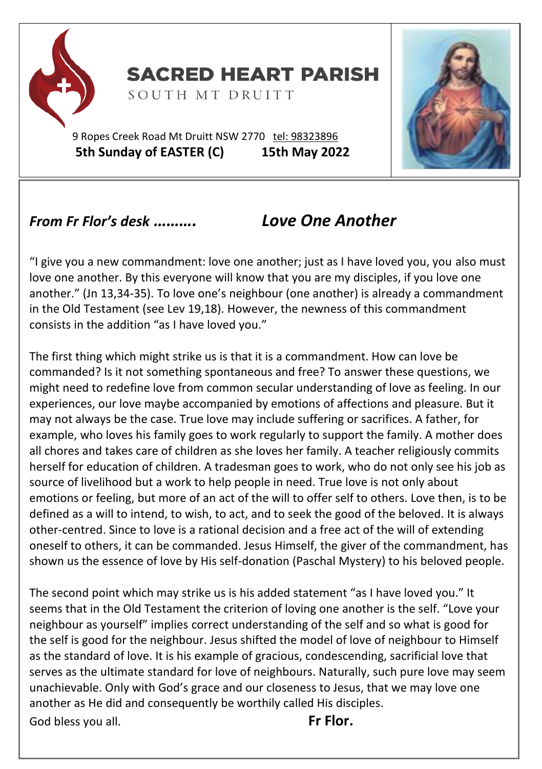# SACRED HEART PARISH

SOUTH MT DRUITT

9 Ropes Creek Road Mt Druitt NSW 2770 tel: 98323896

**5th Sunday of EASTER (C) 15th May 2022**

## *From Fr Flor's desk ………* *Love One Another*

"I give you a new commandment: love one another; just as I have loved you, you also must love one another. By this everyone will know that you are my disciples, if you love one another." (Jn 13,34-35). To love one's neighbour (one another) is already a commandment in the Old Testament (see Lev 19,18). However, the newness of this commandment consists in the addition "as I have loved you."

The first thing which might strike us is that it is a commandment. How can love be commanded? Is it not something spontaneous and free? To answer these questions, we might need to redefine love from common secular understanding of love as feeling. In our experiences, our love maybe accompanied by emotions of affections and pleasure. But it may not always be the case. True love may include suffering or sacrifices. A father, for example, who loves his family goes to work regularly to support the family. A mother does all chores and takes care of children as she loves her family. A teacher religiously commits herself for education of children. A tradesman goes to work, who do not only see his job as source of livelihood but a work to help people in need. True love is not only about emotions or feeling, but more of an act of the will to offer self to others. Love then, is to be defined as a will to intend, to wish, to act, and to seek the good of the beloved. It is always other-centred. Since to love is a rational decision and a free act of the will of extending oneself to others, it can be commanded. Jesus Himself, the giver of the commandment, has shown us the essence of love by His self-donation (Paschal Mystery) to his beloved people.

The second point which may strike us is his added statement "as I have loved you." It seems that in the Old Testament the criterion of loving one another is the self. "Love your neighbour as yourself" implies correct understanding of the self and so what is good for the self is good for the neighbour. Jesus shifted the model of love of neighbour to Himself as the standard of love. It is his example of gracious, condescending, sacrificial love that serves as the ultimate standard for love of neighbours. Naturally, such pure love may seem unachievable. Only with God's grace and our closeness to Jesus, that we may love one another as He did and consequently be worthily called His disciples.

God bless you all. **Fr Flor.**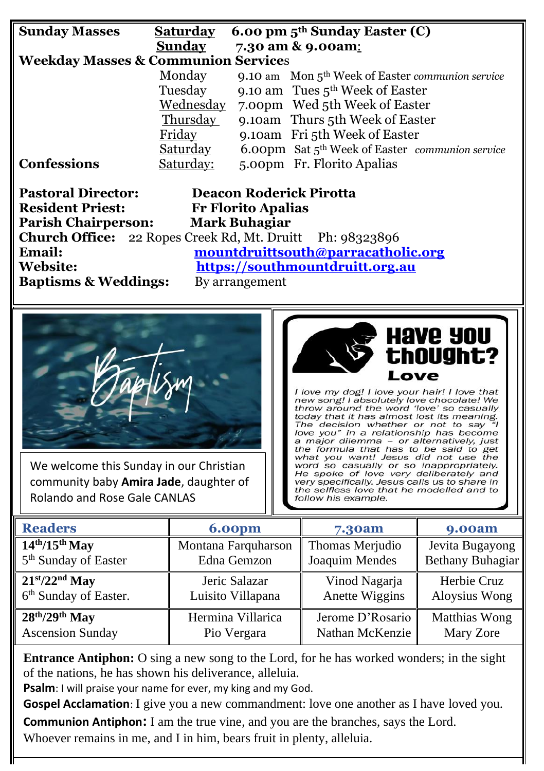**Sunday Masses** **Saturday** **6.00 pm 5th Sunday Easter (C)**
**Sunday** **7.30 am & 9.00am:**

**Weekday Masses & Communion Services**

| | | |
|---|---|---|
| Monday | 9.10 am | Mon 5th Week of Easter *communion service* |
| Tuesday | 9.10 am | Tues 5th Week of Easter |
| Wednesday | 7.00pm | Wed 5th Week of Easter |
| Thursday | 9.10am | Thurs 5th Week of Easter |
| Friday | 9.10am | Fri 5th Week of Easter |
| Saturday | 6.00pm | Sat 5th Week of Easter *communion service* |

**Confessions** Saturday: 5.00pm Fr. Florito Apalias

**Pastoral Director:** **Deacon Roderick Pirotta**
**Resident Priest:** **Fr Florito Apalias**
**Parish Chairperson:** **Mark Buhagiar**
**Church Office:** 22 Ropes Creek Rd, Mt. Druitt Ph: 98323896
**Email:** mountdruittsouth@parracatholic.org
**Website:** https://southmountdruitt.org.au
**Baptisms & Weddings:** By arrangement

Baptism

We welcome this Sunday in our Christian community baby **Amira Jade**, daughter of Rolando and Rose Gale CANLAS

## Have you thought?

### Love

*I love my dog! I love your hair! I love that new song! I absolutely love chocolate! We throw around the word 'love' so casually today that it has almost lost its meaning. The decision whether or not to say "I love you" in a relationship has become a major dilemma – or alternatively, just the formula that has to be said to get what you want! Jesus did not use the word so casually or so inappropriately. He spoke of love very deliberately and very specifically. Jesus calls us to share in the selfless love that he modelled and to follow his example.*

| Readers | 6.00pm | 7.30am | 9.00am |
|---|---|---|---|
| **14th/15th May**<br>5th Sunday of Easter | Montana Farquharson<br>Edna Gemzon | Thomas Merjudio<br>Joaquim Mendes | Jevita Bugayong<br>Bethany Buhagiar |
| **21st/22nd May**<br>6th Sunday of Easter. | Jeric Salazar<br>Luisito Villapana | Vinod Nagarja<br>Anette Wiggins | Herbie Cruz<br>Aloysius Wong |
| **28th/29th May**<br>Ascension Sunday | Hermina Villarica<br>Pio Vergara | Jerome D'Rosario<br>Nathan McKenzie | Matthias Wong<br>Mary Zore |

**Entrance Antiphon:** O sing a new song to the Lord, for he has worked wonders; in the sight of the nations, he has shown his deliverance, alleluia.

**Psalm**: I will praise your name for ever, my king and my God.

**Gospel Acclamation**: I give you a new commandment: love one another as I have loved you.

**Communion Antiphon:** I am the true vine, and you are the branches, says the Lord. Whoever remains in me, and I in him, bears fruit in plenty, alleluia.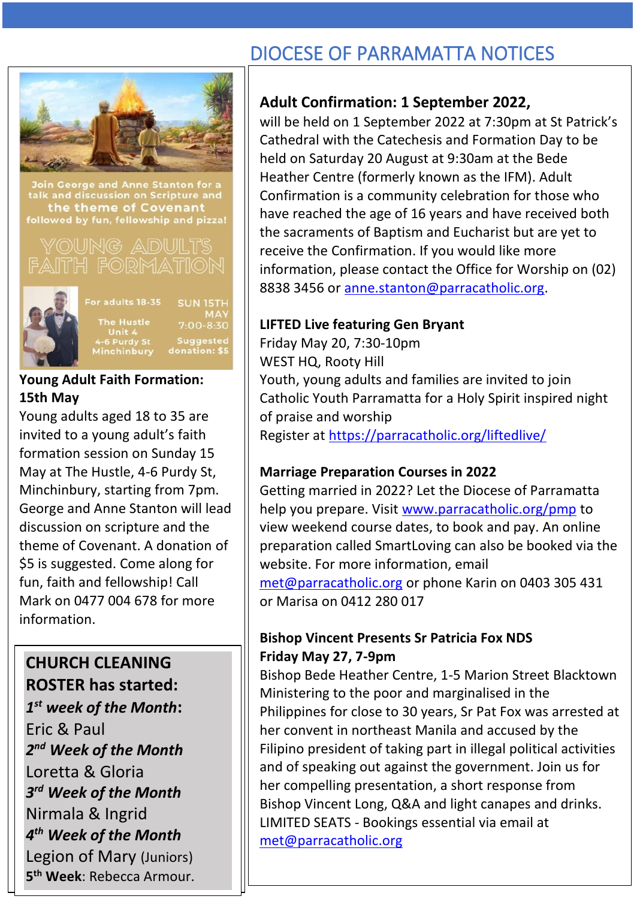# DIOCESE OF PARRAMATTA NOTICES

Join George and Anne Stanton for a talk and discussion on Scripture and the theme of Covenant followed by fun, fellowship and pizza!

YOUNG ADULTS FAITH FORMATION

For adults 18-35

The Hustle
Unit 4
4-6 Purdy St
Minchinbury

SUN 15TH MAY
7:00-8:30

Suggested donation: $5

**Young Adult Faith Formation: 15th May**

Young adults aged 18 to 35 are invited to a young adult's faith formation session on Sunday 15 May at The Hustle, 4-6 Purdy St, Minchinbury, starting from 7pm. George and Anne Stanton will lead discussion on scripture and the theme of Covenant. A donation of $5 is suggested. Come along for fun, faith and fellowship! Call Mark on 0477 004 678 for more information.

**CHURCH CLEANING ROSTER has started:**

***1st week of the Month*:**
Eric & Paul

***2nd Week of the Month***
Loretta & Gloria

***3rd Week of the Month***
Nirmala & Ingrid

***4th Week of the Month***
Legion of Mary (Juniors)

**5th Week**: Rebecca Armour.

**Adult Confirmation: 1 September 2022,**
will be held on 1 September 2022 at 7:30pm at St Patrick's Cathedral with the Catechesis and Formation Day to be held on Saturday 20 August at 9:30am at the Bede Heather Centre (formerly known as the IFM). Adult Confirmation is a community celebration for those who have reached the age of 16 years and have received both the sacraments of Baptism and Eucharist but are yet to receive the Confirmation. If you would like more information, please contact the Office for Worship on (02) 8838 3456 or anne.stanton@parracatholic.org.

**LIFTED Live featuring Gen Bryant**
Friday May 20, 7:30-10pm
WEST HQ, Rooty Hill
Youth, young adults and families are invited to join Catholic Youth Parramatta for a Holy Spirit inspired night of praise and worship
Register at https://parracatholic.org/liftedlive/

**Marriage Preparation Courses in 2022**
Getting married in 2022? Let the Diocese of Parramatta help you prepare. Visit www.parracatholic.org/pmp to view weekend course dates, to book and pay. An online preparation called SmartLoving can also be booked via the website. For more information, email met@parracatholic.org or phone Karin on 0403 305 431 or Marisa on 0412 280 017

**Bishop Vincent Presents Sr Patricia Fox NDS**
**Friday May 27, 7-9pm**
Bishop Bede Heather Centre, 1-5 Marion Street Blacktown
Ministering to the poor and marginalised in the Philippines for close to 30 years, Sr Pat Fox was arrested at her convent in northeast Manila and accused by the Filipino president of taking part in illegal political activities and of speaking out against the government. Join us for her compelling presentation, a short response from Bishop Vincent Long, Q&A and light canapes and drinks. LIMITED SEATS - Bookings essential via email at met@parracatholic.org